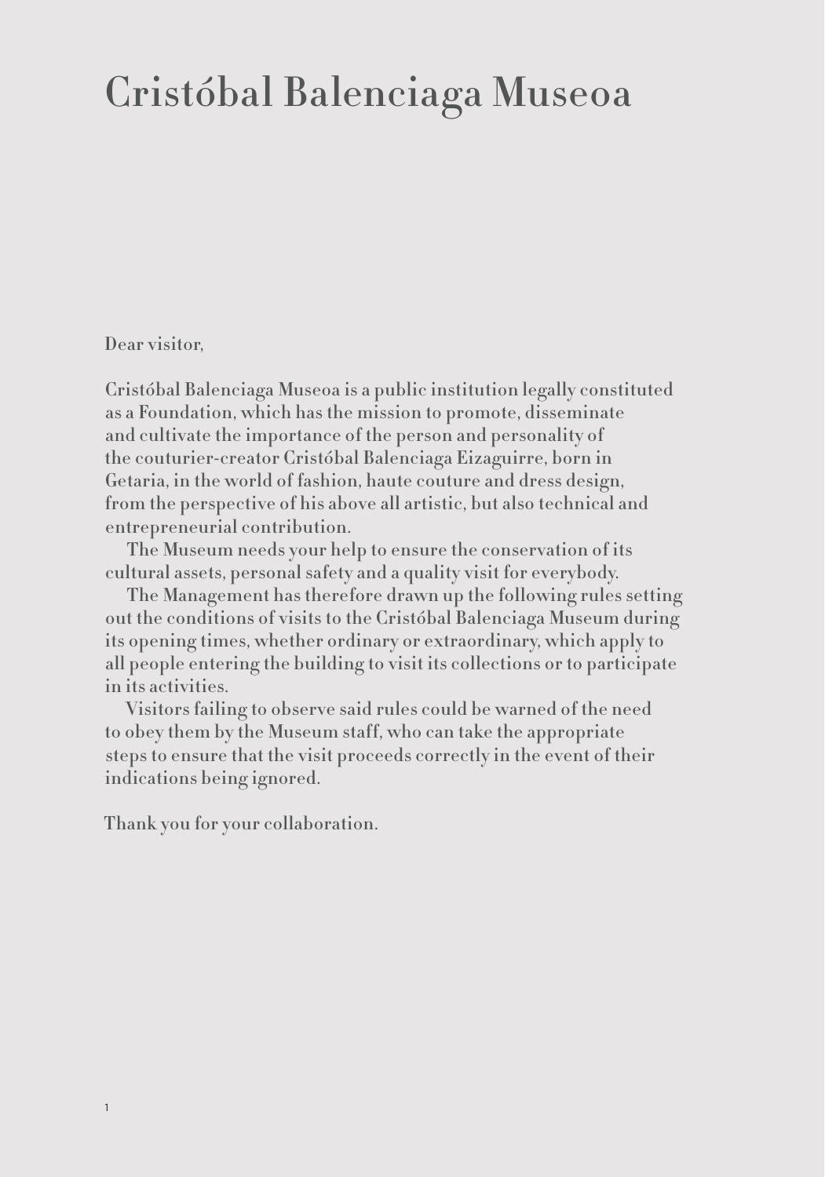# Cristóbal Balenciaga Museoa

Dear visitor,

Cristóbal Balenciaga Museoa is a public institution legally constituted as a Foundation, which has the mission to promote, disseminate and cultivate the importance of the person and personality of the couturier-creator Cristóbal Balenciaga Eizaguirre, born in Getaria, in the world of fashion, haute couture and dress design, from the perspective of his above all artistic, but also technical and entrepreneurial contribution.

The Museum needs your help to ensure the conservation of its cultural assets, personal safety and a quality visit for everybody.

The Management has therefore drawn up the following rules setting out the conditions of visits to the Cristóbal Balenciaga Museum during its opening times, whether ordinary or extraordinary, which apply to all people entering the building to visit its collections or to participate in its activities.

Visitors failing to observe said rules could be warned of the need to obey them by the Museum staff, who can take the appropriate steps to ensure that the visit proceeds correctly in the event of their indications being ignored.

Thank you for your collaboration.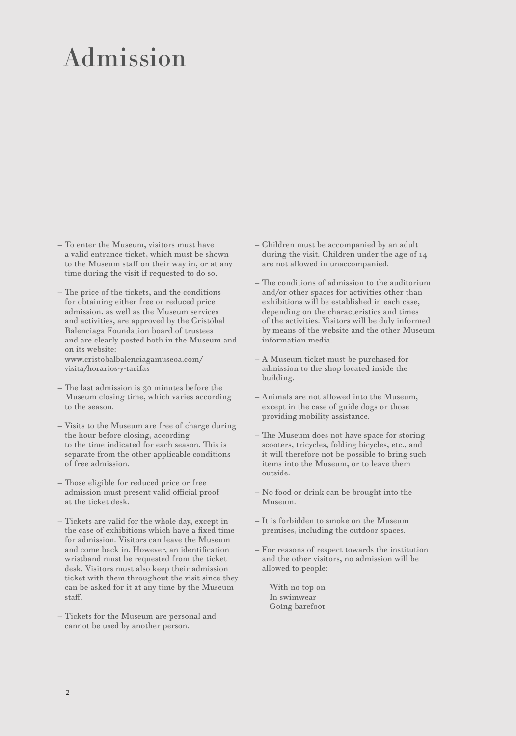# Admission

- To enter the Museum, visitors must have a valid entrance ticket, which must be shown to the Museum staff on their way in, or at any time during the visit if requested to do so.

- The price of the tickets, and the conditions for obtaining either free or reduced price admission, as well as the Museum services and activities, are approved by the Cristóbal Balenciaga Foundation board of trustees and are clearly posted both in the Museum and on its website: www.cristobalbalenciagamuseoa.com/visita/horarios-y-tarifas

- The last admission is 30 minutes before the Museum closing time, which varies according to the season.

- Visits to the Museum are free of charge during the hour before closing, according to the time indicated for each season. This is separate from the other applicable conditions of free admission.

- Those eligible for reduced price or free admission must present valid official proof at the ticket desk.

- Tickets are valid for the whole day, except in the case of exhibitions which have a fixed time for admission. Visitors can leave the Museum and come back in. However, an identification wristband must be requested from the ticket desk. Visitors must also keep their admission ticket with them throughout the visit since they can be asked for it at any time by the Museum staff.

- Tickets for the Museum are personal and cannot be used by another person.

- Children must be accompanied by an adult during the visit. Children under the age of 14 are not allowed in unaccompanied.

- The conditions of admission to the auditorium and/or other spaces for activities other than exhibitions will be established in each case, depending on the characteristics and times of the activities. Visitors will be duly informed by means of the website and the other Museum information media.

- A Museum ticket must be purchased for admission to the shop located inside the building.

- Animals are not allowed into the Museum, except in the case of guide dogs or those providing mobility assistance.

- The Museum does not have space for storing scooters, tricycles, folding bicycles, etc., and it will therefore not be possible to bring such items into the Museum, or to leave them outside.

- No food or drink can be brought into the Museum.

- It is forbidden to smoke on the Museum premises, including the outdoor spaces.

- For reasons of respect towards the institution and the other visitors, no admission will be allowed to people:

  With no top on
  In swimwear
  Going barefoot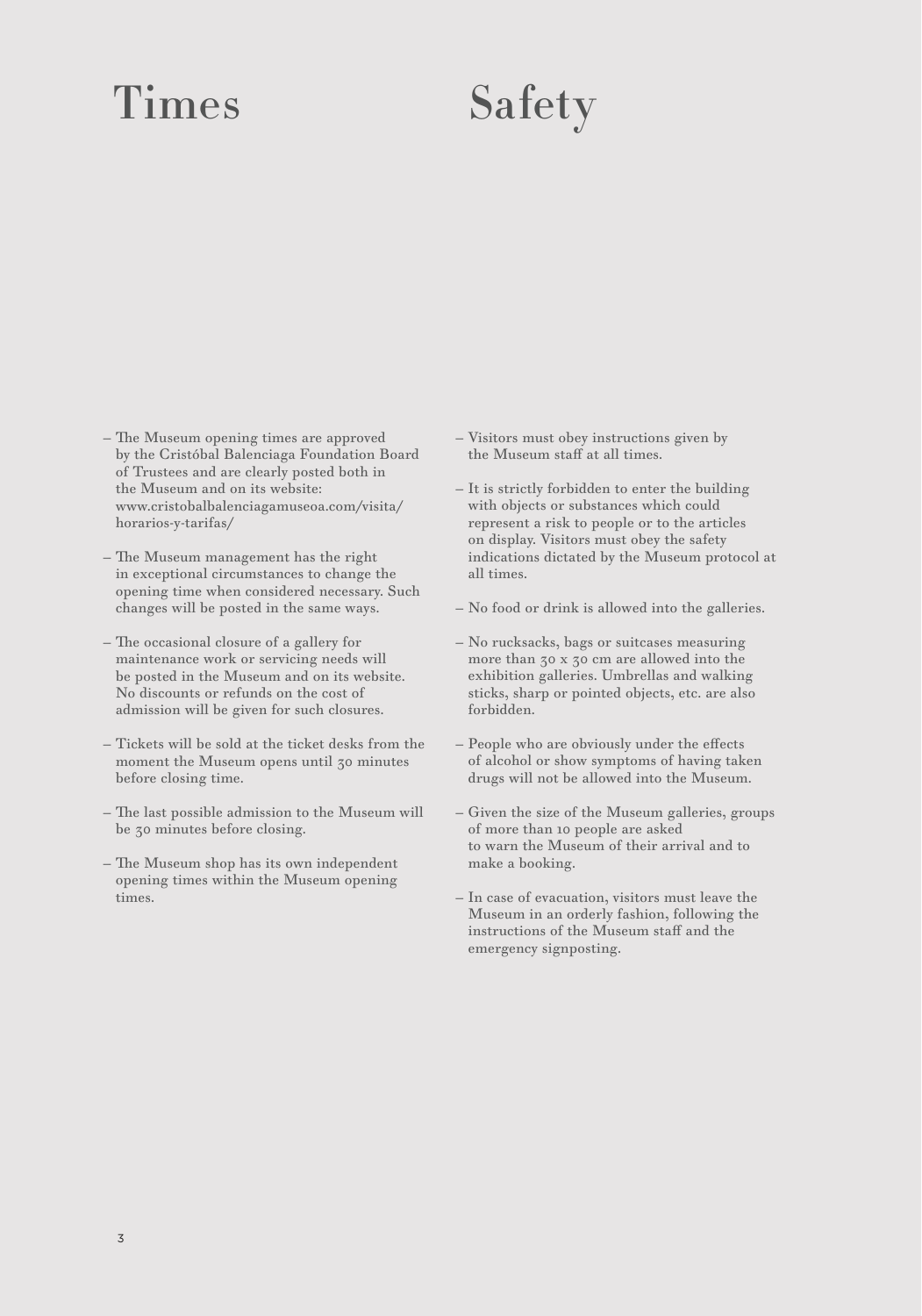# Times

- The Museum opening times are approved by the Cristóbal Balenciaga Foundation Board of Trustees and are clearly posted both in the Museum and on its website: www.cristobalbalenciagamuseoa.com/visita/horarios-y-tarifas/

- The Museum management has the right in exceptional circumstances to change the opening time when considered necessary. Such changes will be posted in the same ways.

- The occasional closure of a gallery for maintenance work or servicing needs will be posted in the Museum and on its website. No discounts or refunds on the cost of admission will be given for such closures.

- Tickets will be sold at the ticket desks from the moment the Museum opens until 30 minutes before closing time.

- The last possible admission to the Museum will be 30 minutes before closing.

- The Museum shop has its own independent opening times within the Museum opening times.

# Safety

- Visitors must obey instructions given by the Museum staff at all times.

- It is strictly forbidden to enter the building with objects or substances which could represent a risk to people or to the articles on display. Visitors must obey the safety indications dictated by the Museum protocol at all times.

- No food or drink is allowed into the galleries.

- No rucksacks, bags or suitcases measuring more than 30 x 30 cm are allowed into the exhibition galleries. Umbrellas and walking sticks, sharp or pointed objects, etc. are also forbidden.

- People who are obviously under the effects of alcohol or show symptoms of having taken drugs will not be allowed into the Museum.

- Given the size of the Museum galleries, groups of more than 10 people are asked to warn the Museum of their arrival and to make a booking.

- In case of evacuation, visitors must leave the Museum in an orderly fashion, following the instructions of the Museum staff and the emergency signposting.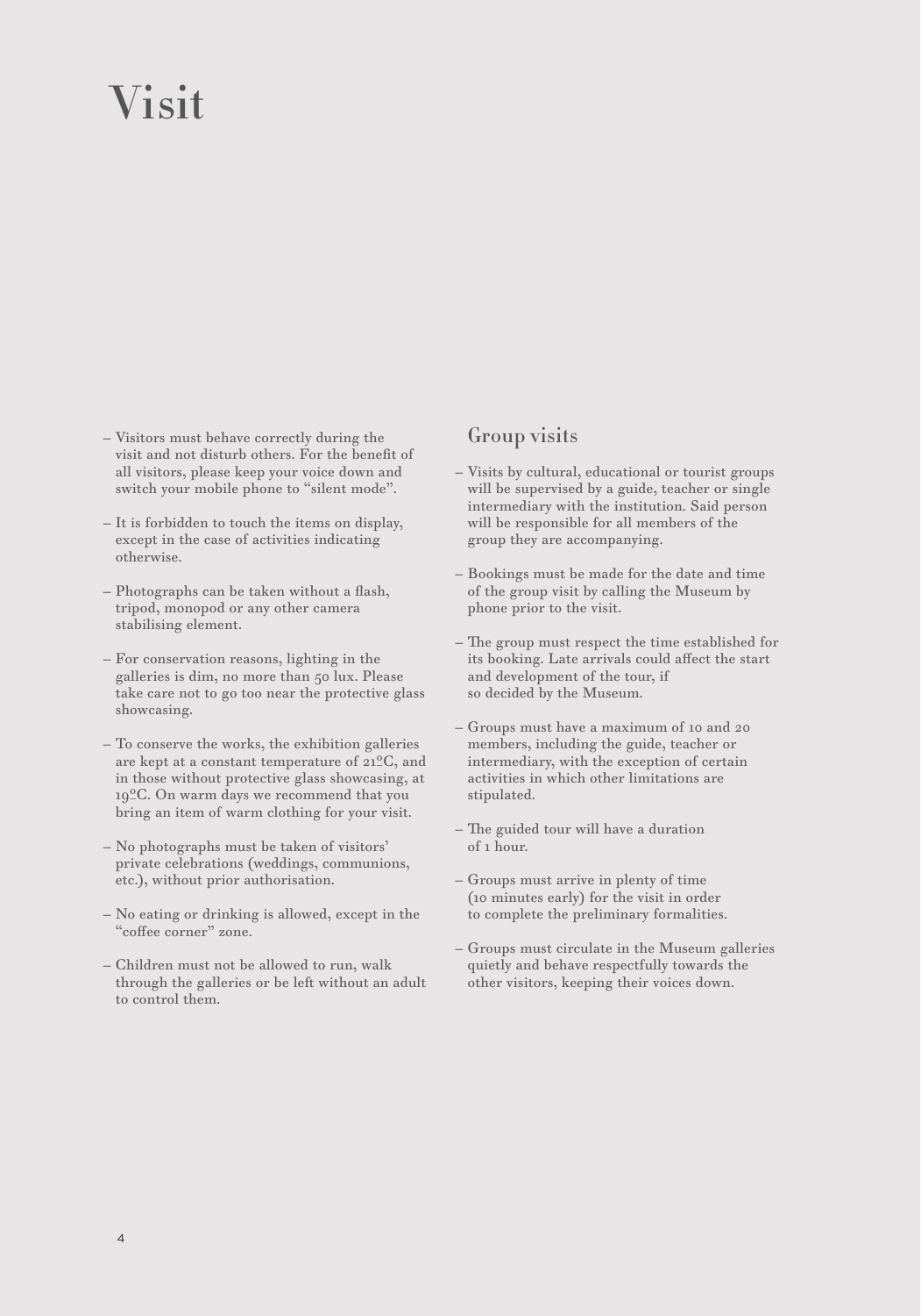# Visit

- Visitors must behave correctly during the visit and not disturb others. For the benefit of all visitors, please keep your voice down and switch your mobile phone to "silent mode".
- It is forbidden to touch the items on display, except in the case of activities indicating otherwise.
- Photographs can be taken without a flash, tripod, monopod or any other camera stabilising element.
- For conservation reasons, lighting in the galleries is dim, no more than 50 lux. Please take care not to go too near the protective glass showcasing.
- To conserve the works, the exhibition galleries are kept at a constant temperature of 21ºC, and in those without protective glass showcasing, at 19ºC. On warm days we recommend that you bring an item of warm clothing for your visit.
- No photographs must be taken of visitors' private celebrations (weddings, communions, etc.), without prior authorisation.
- No eating or drinking is allowed, except in the "coffee corner" zone.
- Children must not be allowed to run, walk through the galleries or be left without an adult to control them.

## Group visits

- Visits by cultural, educational or tourist groups will be supervised by a guide, teacher or single intermediary with the institution. Said person will be responsible for all members of the group they are accompanying.
- Bookings must be made for the date and time of the group visit by calling the Museum by phone prior to the visit.
- The group must respect the time established for its booking. Late arrivals could affect the start and development of the tour, if so decided by the Museum.
- Groups must have a maximum of 10 and 20 members, including the guide, teacher or intermediary, with the exception of certain activities in which other limitations are stipulated.
- The guided tour will have a duration of 1 hour.
- Groups must arrive in plenty of time (10 minutes early) for the visit in order to complete the preliminary formalities.
- Groups must circulate in the Museum galleries quietly and behave respectfully towards the other visitors, keeping their voices down.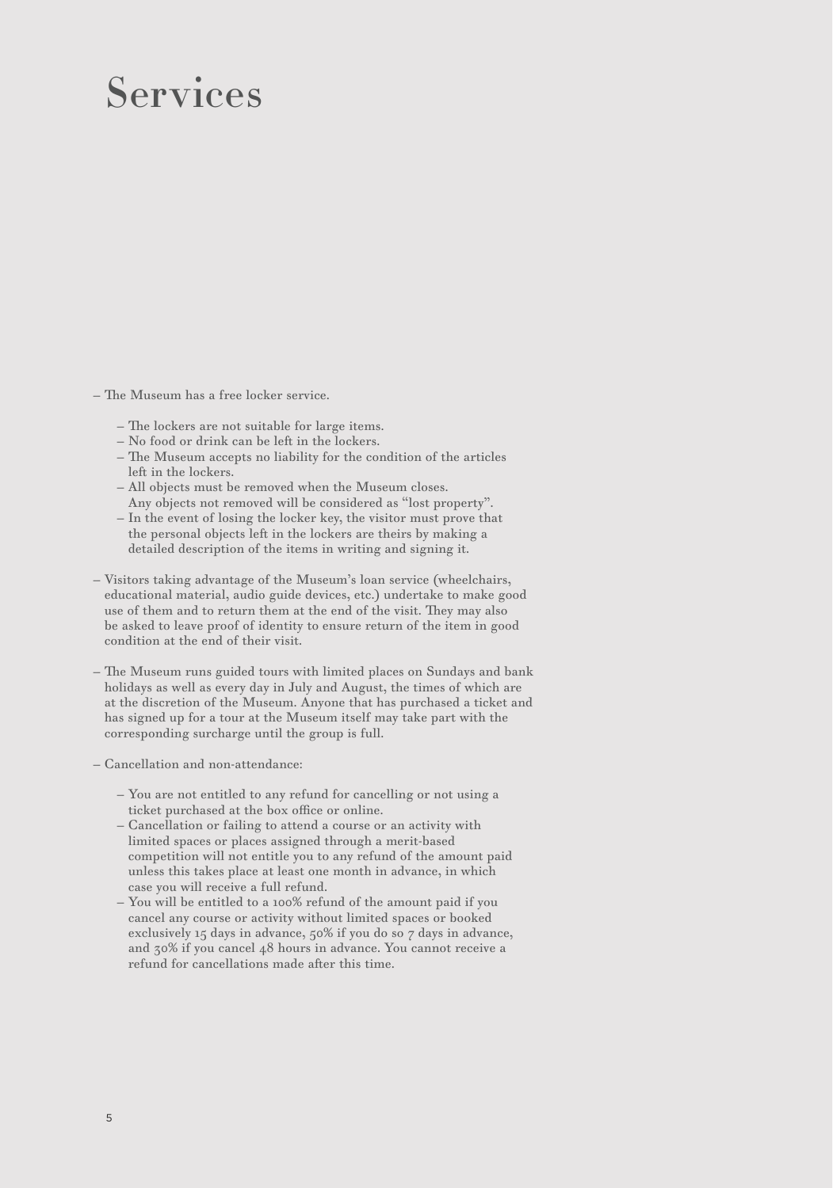# Services

- The Museum has a free locker service.
  - The lockers are not suitable for large items.
  - No food or drink can be left in the lockers.
  - The Museum accepts no liability for the condition of the articles left in the lockers.
  - All objects must be removed when the Museum closes. Any objects not removed will be considered as "lost property".
  - In the event of losing the locker key, the visitor must prove that the personal objects left in the lockers are theirs by making a detailed description of the items in writing and signing it.

- Visitors taking advantage of the Museum's loan service (wheelchairs, educational material, audio guide devices, etc.) undertake to make good use of them and to return them at the end of the visit. They may also be asked to leave proof of identity to ensure return of the item in good condition at the end of their visit.

- The Museum runs guided tours with limited places on Sundays and bank holidays as well as every day in July and August, the times of which are at the discretion of the Museum. Anyone that has purchased a ticket and has signed up for a tour at the Museum itself may take part with the corresponding surcharge until the group is full.

- Cancellation and non-attendance:
  - You are not entitled to any refund for cancelling or not using a ticket purchased at the box office or online.
  - Cancellation or failing to attend a course or an activity with limited spaces or places assigned through a merit-based competition will not entitle you to any refund of the amount paid unless this takes place at least one month in advance, in which case you will receive a full refund.
  - You will be entitled to a 100% refund of the amount paid if you cancel any course or activity without limited spaces or booked exclusively 15 days in advance, 50% if you do so 7 days in advance, and 30% if you cancel 48 hours in advance. You cannot receive a refund for cancellations made after this time.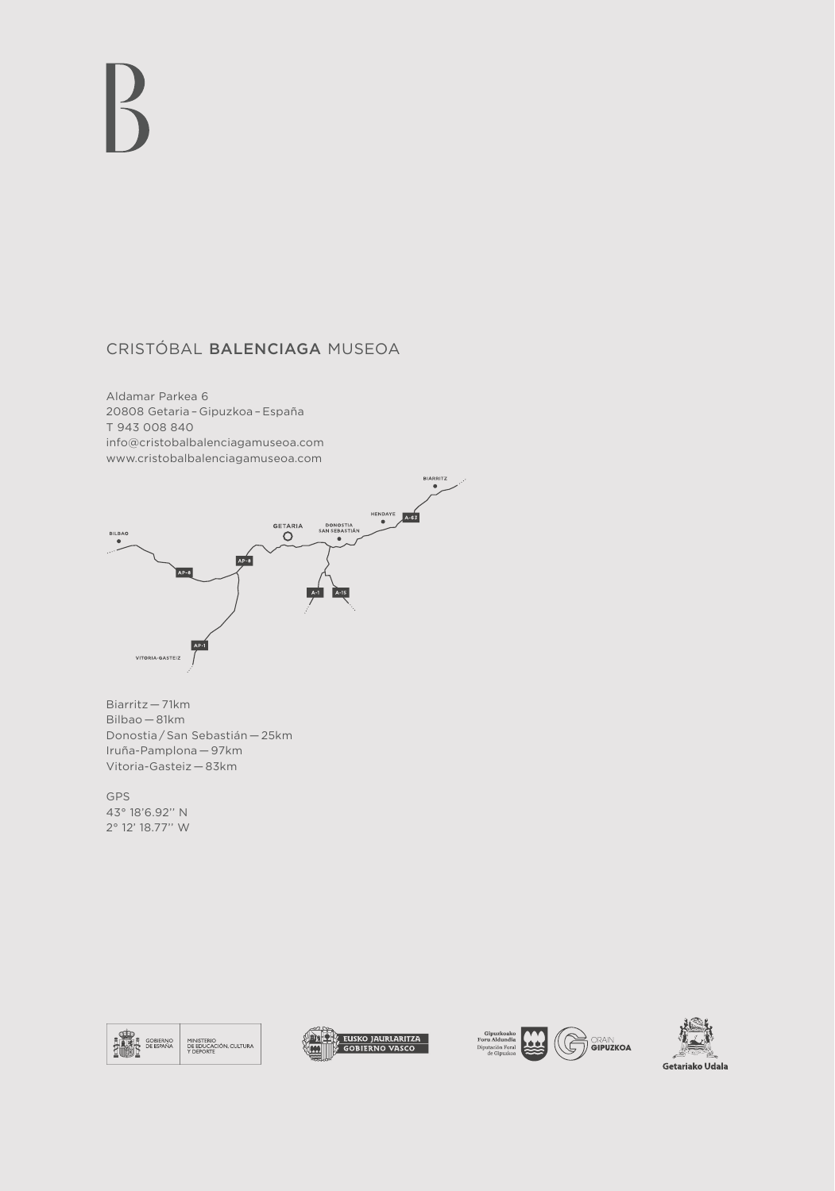B

CRISTÓBAL **BALENCIAGA** MUSEOA

Aldamar Parkea 6
20808 Getaria – Gipuzkoa – España
T 943 008 840
info@cristobalbalenciagamuseoa.com
www.cristobalbalenciagamuseoa.com

BIARRITZ
HENDAYE
A-63
GETARIA
DONOSTIA
SAN SEBASTIÁN
BILBAO
AP-8
AP-8
A-1
A-15
AP-1
VITORIA-GASTEIZ

Biarritz — 71km
Bilbao — 81km
Donostia / San Sebastián — 25km
Iruña-Pamplona — 97km
Vitoria-Gasteiz — 83km

GPS
43° 18'6.92'' N
2° 12' 18.77'' W

GOBIERNO DE ESPAÑA | MINISTERIO DE EDUCACIÓN, CULTURA Y DEPORTE

EUSKO JAURLARITZA
GOBIERNO VASCO

Gipuzkoako Foru Aldundia
Diputación Foral de Gipuzkoa

ORAIN GIPUZKOA

Getariako Udala